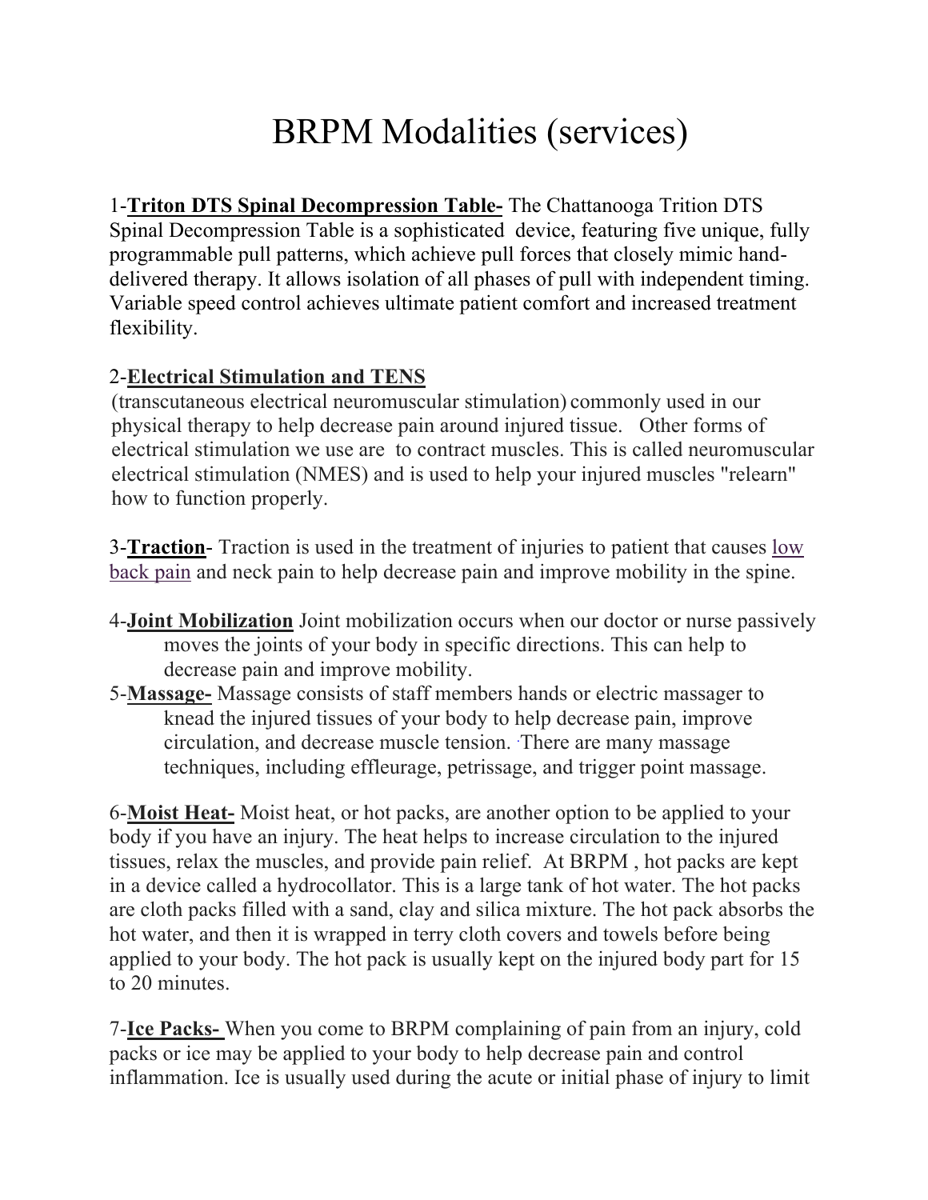# BRPM Modalities (services)

1-**Triton DTS Spinal Decompression Table-** The Chattanooga Trition DTS Spinal Decompression Table is a sophisticated device, featuring five unique, fully programmable pull patterns, which achieve pull forces that closely mimic hand-delivered therapy. It allows isolation of all phases of pull with independent timing. Variable speed control achieves ultimate patient comfort and increased treatment flexibility.

2-**Electrical Stimulation and TENS**
(transcutaneous electrical neuromuscular stimulation) commonly used in our physical therapy to help decrease pain around injured tissue. Other forms of electrical stimulation we use are to contract muscles. This is called neuromuscular electrical stimulation (NMES) and is used to help your injured muscles "relearn" how to function properly.

3-**Traction**- Traction is used in the treatment of injuries to patient that causes low back pain and neck pain to help decrease pain and improve mobility in the spine.

4-**Joint Mobilization** Joint mobilization occurs when our doctor or nurse passively moves the joints of your body in specific directions. This can help to decrease pain and improve mobility.

5-**Massage-** Massage consists of staff members hands or electric massager to knead the injured tissues of your body to help decrease pain, improve circulation, and decrease muscle tension. There are many massage techniques, including effleurage, petrissage, and trigger point massage.

6-**Moist Heat-** Moist heat, or hot packs, are another option to be applied to your body if you have an injury. The heat helps to increase circulation to the injured tissues, relax the muscles, and provide pain relief. At BRPM , hot packs are kept in a device called a hydrocollator. This is a large tank of hot water. The hot packs are cloth packs filled with a sand, clay and silica mixture. The hot pack absorbs the hot water, and then it is wrapped in terry cloth covers and towels before being applied to your body. The hot pack is usually kept on the injured body part for 15 to 20 minutes.

7-**Ice Packs-** When you come to BRPM complaining of pain from an injury, cold packs or ice may be applied to your body to help decrease pain and control inflammation. Ice is usually used during the acute or initial phase of injury to limit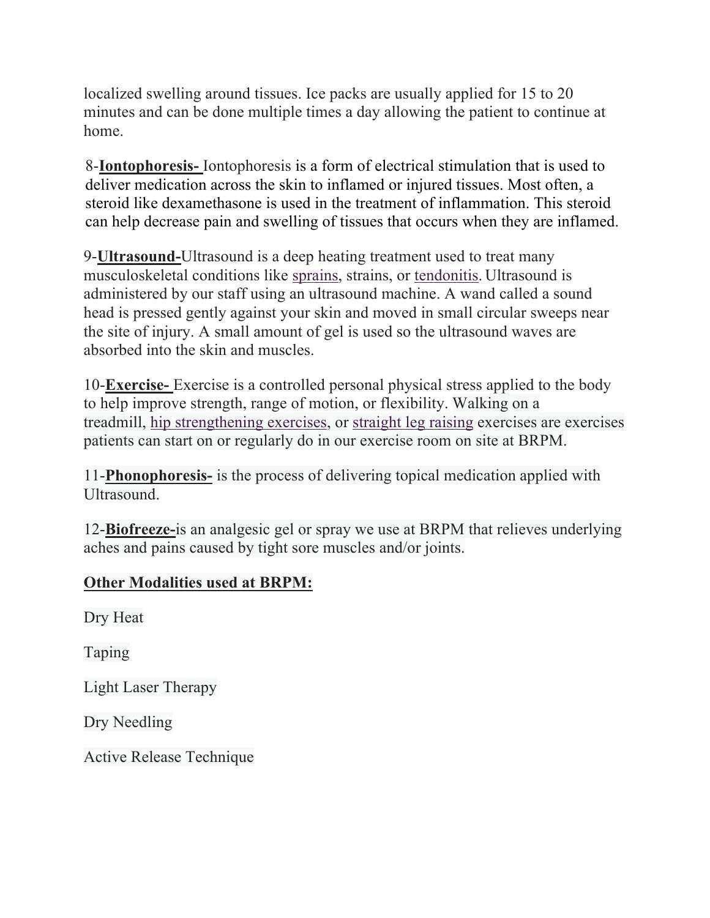localized swelling around tissues. Ice packs are usually applied for 15 to 20 minutes and can be done multiple times a day allowing the patient to continue at home.

8-**Iontophoresis-** Iontophoresis is a form of electrical stimulation that is used to deliver medication across the skin to inflamed or injured tissues. Most often, a steroid like dexamethasone is used in the treatment of inflammation. This steroid can help decrease pain and swelling of tissues that occurs when they are inflamed.

9-**Ultrasound-**Ultrasound is a deep heating treatment used to treat many musculoskeletal conditions like sprains, strains, or tendonitis. Ultrasound is administered by our staff using an ultrasound machine. A wand called a sound head is pressed gently against your skin and moved in small circular sweeps near the site of injury. A small amount of gel is used so the ultrasound waves are absorbed into the skin and muscles.

10-**Exercise-** Exercise is a controlled personal physical stress applied to the body to help improve strength, range of motion, or flexibility. Walking on a treadmill, hip strengthening exercises, or straight leg raising exercises are exercises patients can start on or regularly do in our exercise room on site at BRPM.

11-**Phonophoresis-** is the process of delivering topical medication applied with Ultrasound.

12-**Biofreeze-**is an analgesic gel or spray we use at BRPM that relieves underlying aches and pains caused by tight sore muscles and/or joints.

**Other Modalities used at BRPM:**

Dry Heat

Taping

Light Laser Therapy

Dry Needling

Active Release Technique